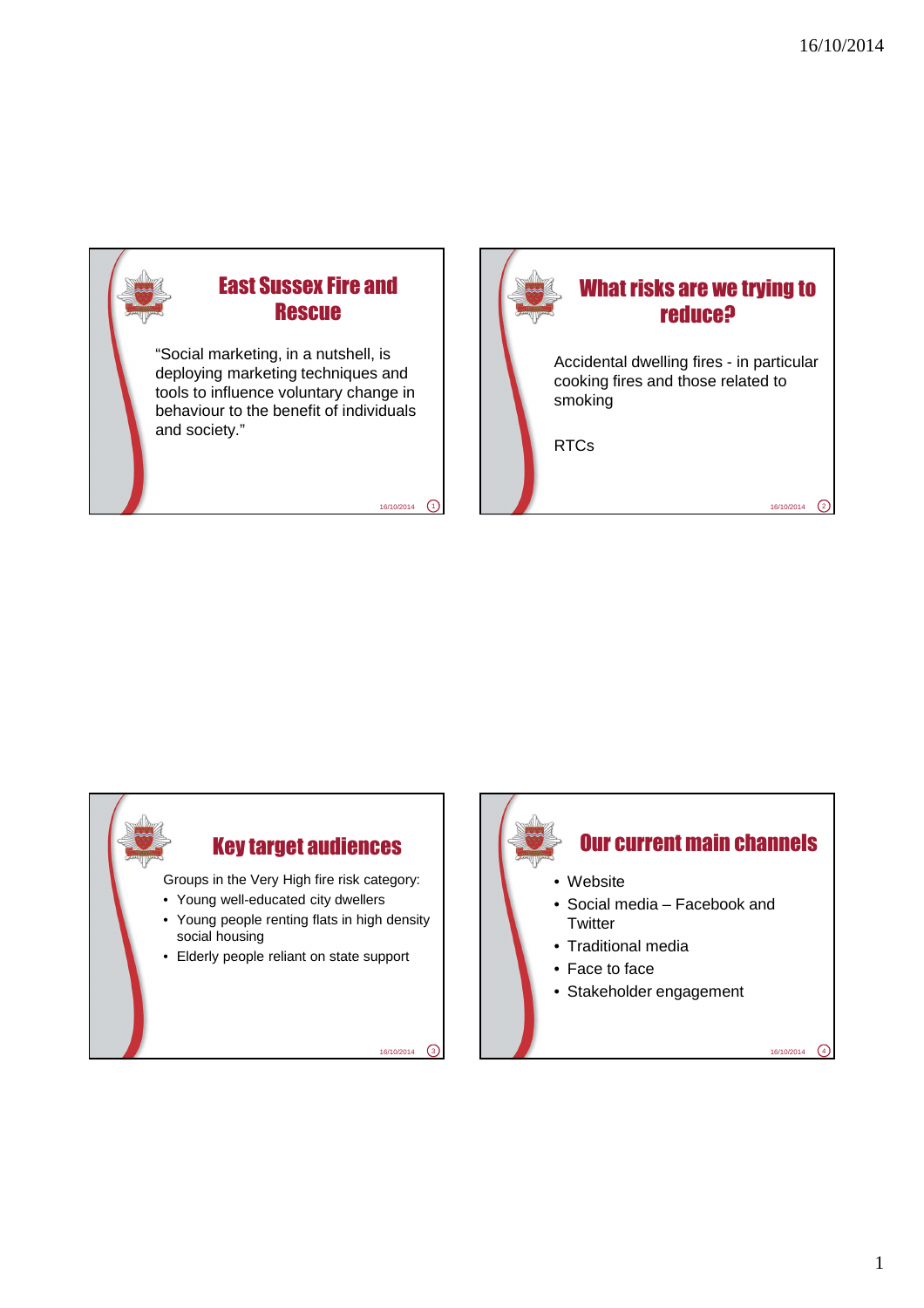## East Sussex Fire and Rescue

"Social marketing, in a nutshell, is deploying marketing techniques and tools to influence voluntary change in behaviour to the benefit of individuals and society."

## What risks are we trying to reduce?

Accidental dwelling fires - in particular cooking fires and those related to smoking

RTCs

## Key target audiences

Groups in the Very High fire risk category:

- Young well-educated city dwellers
- Young people renting flats in high density social housing
- Elderly people reliant on state support

## Our current main channels

- Website
- Social media – Facebook and Twitter
- Traditional media
- Face to face
- Stakeholder engagement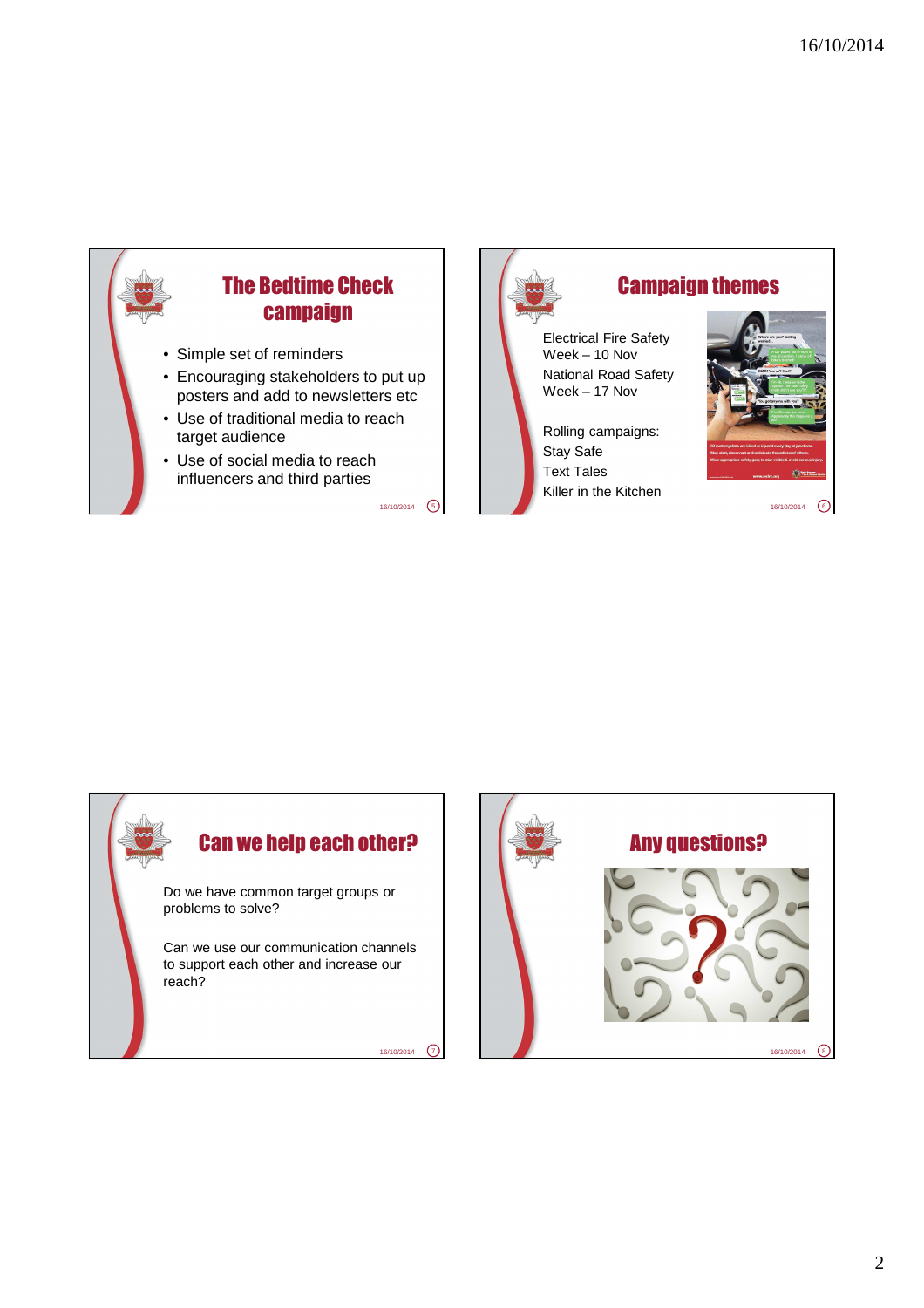## The Bedtime Check campaign

- Simple set of reminders
- Encouraging stakeholders to put up posters and add to newsletters etc
- Use of traditional media to reach target audience
- Use of social media to reach influencers and third parties

## Campaign themes

Electrical Fire Safety Week – 10 Nov

National Road Safety Week – 17 Nov

Rolling campaigns:

Stay Safe

Text Tales

Killer in the Kitchen

## Can we help each other?

Do we have common target groups or problems to solve?

Can we use our communication channels to support each other and increase our reach?

## Any questions?